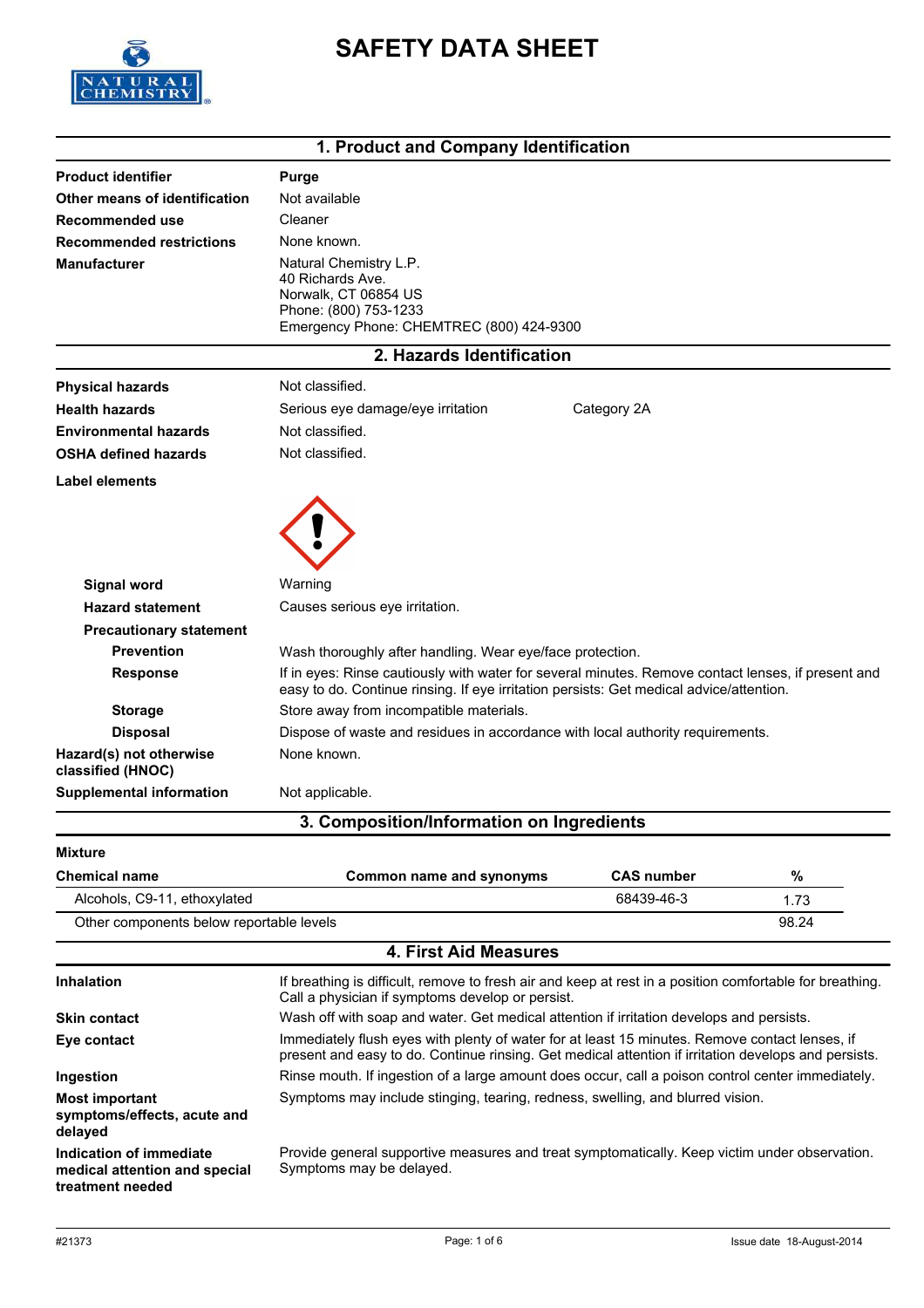# SAFETY DATA SHEET

## 1. Product and Company Identification

**Product identifier** Purge

**Other means of identification** Not available

**Recommended use** Cleaner

**Recommended restrictions** None known.

**Manufacturer**
Natural Chemistry L.P.
40 Richards Ave.
Norwalk, CT 06854 US
Phone: (800) 753-1233
Emergency Phone: CHEMTREC (800) 424-9300

## 2. Hazards Identification

**Physical hazards** Not classified.

**Health hazards** Serious eye damage/eye irritation Category 2A

**Environmental hazards** Not classified.

**OSHA defined hazards** Not classified.

**Label elements**

**Signal word** Warning

**Hazard statement** Causes serious eye irritation.

**Precautionary statement**

**Prevention** Wash thoroughly after handling. Wear eye/face protection.

**Response** If in eyes: Rinse cautiously with water for several minutes. Remove contact lenses, if present and easy to do. Continue rinsing. If eye irritation persists: Get medical advice/attention.

**Storage** Store away from incompatible materials.

**Disposal** Dispose of waste and residues in accordance with local authority requirements.

**Hazard(s) not otherwise classified (HNOC)** None known.

**Supplemental information** Not applicable.

## 3. Composition/Information on Ingredients

**Mixture**

| Chemical name | Common name and synonyms | CAS number | % |
|---|---|---|---|
| Alcohols, C9-11, ethoxylated | | 68439-46-3 | 1.73 |
| Other components below reportable levels | | | 98.24 |

## 4. First Aid Measures

**Inhalation** If breathing is difficult, remove to fresh air and keep at rest in a position comfortable for breathing. Call a physician if symptoms develop or persist.

**Skin contact** Wash off with soap and water. Get medical attention if irritation develops and persists.

**Eye contact** Immediately flush eyes with plenty of water for at least 15 minutes. Remove contact lenses, if present and easy to do. Continue rinsing. Get medical attention if irritation develops and persists.

**Ingestion** Rinse mouth. If ingestion of a large amount does occur, call a poison control center immediately.

**Most important symptoms/effects, acute and delayed** Symptoms may include stinging, tearing, redness, swelling, and blurred vision.

**Indication of immediate medical attention and special treatment needed** Provide general supportive measures and treat symptomatically. Keep victim under observation. Symptoms may be delayed.

#21373 Issue date 18-August-2014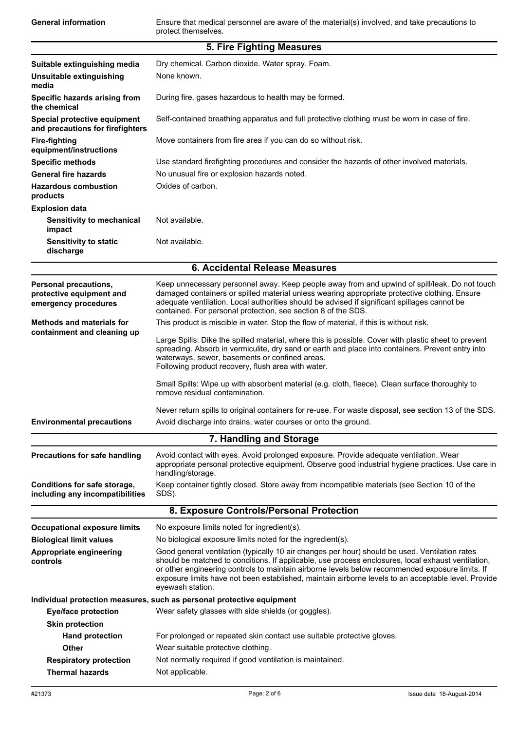| | |
|---|---|
| **General information** | Ensure that medical personnel are aware of the material(s) involved, and take precautions to protect themselves. |

## 5. Fire Fighting Measures

| | |
|---|---|
| **Suitable extinguishing media** | Dry chemical. Carbon dioxide. Water spray. Foam. |
| **Unsuitable extinguishing media** | None known. |
| **Specific hazards arising from the chemical** | During fire, gases hazardous to health may be formed. |
| **Special protective equipment and precautions for firefighters** | Self-contained breathing apparatus and full protective clothing must be worn in case of fire. |
| **Fire-fighting equipment/instructions** | Move containers from fire area if you can do so without risk. |
| **Specific methods** | Use standard firefighting procedures and consider the hazards of other involved materials. |
| **General fire hazards** | No unusual fire or explosion hazards noted. |
| **Hazardous combustion products** | Oxides of carbon. |
| **Explosion data** | |
| **Sensitivity to mechanical impact** | Not available. |
| **Sensitivity to static discharge** | Not available. |

## 6. Accidental Release Measures

| | |
|---|---|
| **Personal precautions, protective equipment and emergency procedures** | Keep unnecessary personnel away. Keep people away from and upwind of spill/leak. Do not touch damaged containers or spilled material unless wearing appropriate protective clothing. Ensure adequate ventilation. Local authorities should be advised if significant spillages cannot be contained. For personal protection, see section 8 of the SDS. |
| **Methods and materials for containment and cleaning up** | This product is miscible in water. Stop the flow of material, if this is without risk.<br><br>Large Spills: Dike the spilled material, where this is possible. Cover with plastic sheet to prevent spreading. Absorb in vermiculite, dry sand or earth and place into containers. Prevent entry into waterways, sewer, basements or confined areas.<br>Following product recovery, flush area with water.<br><br>Small Spills: Wipe up with absorbent material (e.g. cloth, fleece). Clean surface thoroughly to remove residual contamination.<br><br>Never return spills to original containers for re-use. For waste disposal, see section 13 of the SDS. |
| **Environmental precautions** | Avoid discharge into drains, water courses or onto the ground. |

## 7. Handling and Storage

| | |
|---|---|
| **Precautions for safe handling** | Avoid contact with eyes. Avoid prolonged exposure. Provide adequate ventilation. Wear appropriate personal protective equipment. Observe good industrial hygiene practices. Use care in handling/storage. |
| **Conditions for safe storage, including any incompatibilities** | Keep container tightly closed. Store away from incompatible materials (see Section 10 of the SDS). |

## 8. Exposure Controls/Personal Protection

| | |
|---|---|
| **Occupational exposure limits** | No exposure limits noted for ingredient(s). |
| **Biological limit values** | No biological exposure limits noted for the ingredient(s). |
| **Appropriate engineering controls** | Good general ventilation (typically 10 air changes per hour) should be used. Ventilation rates should be matched to conditions. If applicable, use process enclosures, local exhaust ventilation, or other engineering controls to maintain airborne levels below recommended exposure limits. If exposure limits have not been established, maintain airborne levels to an acceptable level. Provide eyewash station. |

**Individual protection measures, such as personal equipment**

| | |
|---|---|
| **Eye/face protection** | Wear safety glasses with side shields (or goggles). |
| **Skin protection** | |
| **Hand protection** | For prolonged or repeated skin contact use suitable protective gloves. |
| **Other** | Wear suitable protective clothing. |
| **Respiratory protection** | Not normally required if good ventilation is maintained. |
| **Thermal hazards** | Not applicable. |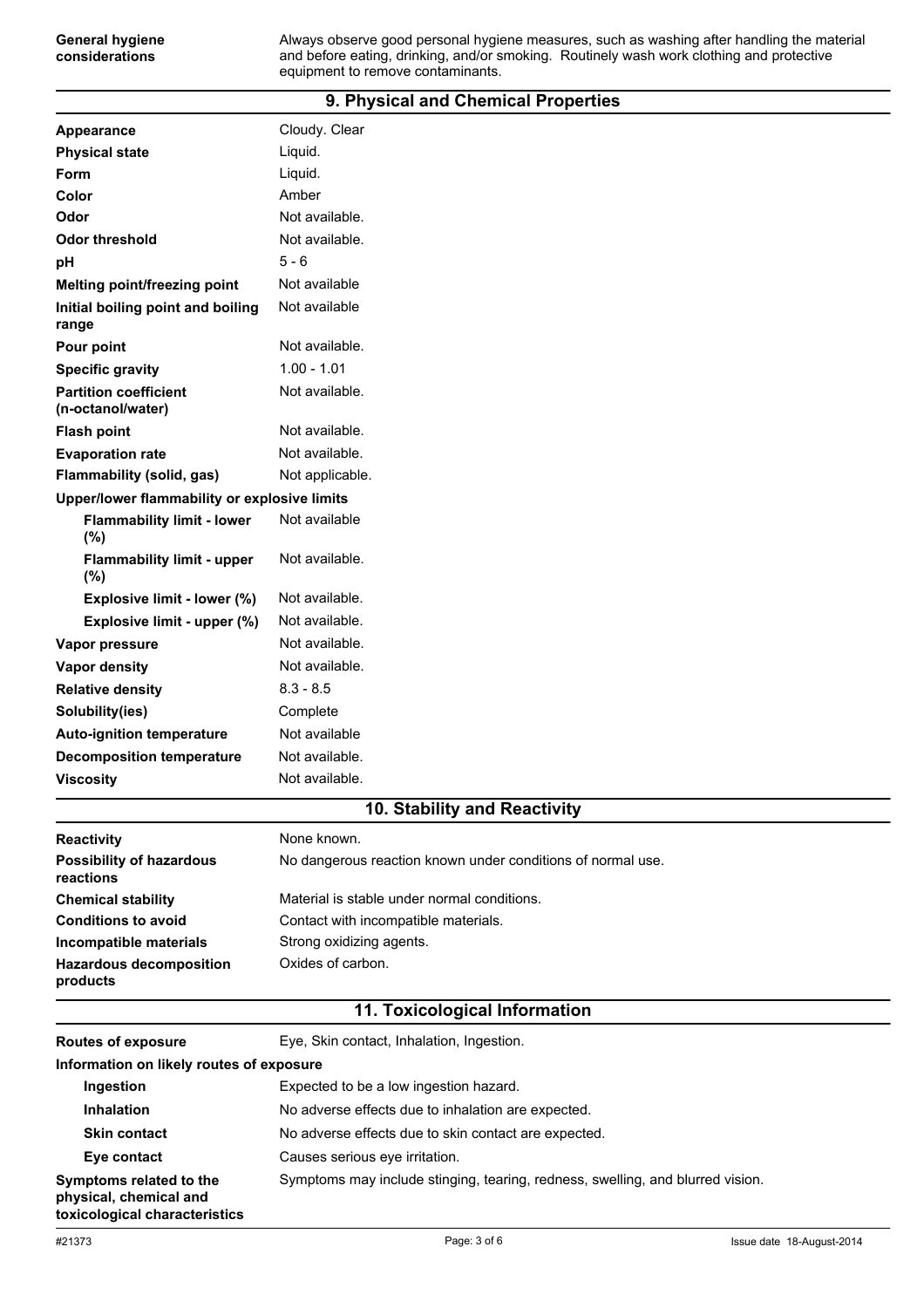| | |
|---|---|
| **General hygiene considerations** | Always observe good personal hygiene measures, such as washing after handling the material and before eating, drinking, and/or smoking. Routinely wash work clothing and protective equipment to remove contaminants. |

## 9. Physical and Chemical Properties

| | |
|---|---|
| **Appearance** | Cloudy. Clear |
| **Physical state** | Liquid. |
| **Form** | Liquid. |
| **Color** | Amber |
| **Odor** | Not available. |
| **Odor threshold** | Not available. |
| **pH** | 5 - 6 |
| **Melting point/freezing point** | Not available |
| **Initial boiling point and boiling range** | Not available |
| **Pour point** | Not available. |
| **Specific gravity** | 1.00 - 1.01 |
| **Partition coefficient (n-octanol/water)** | Not available. |
| **Flash point** | Not available. |
| **Evaporation rate** | Not available. |
| **Flammability (solid, gas)** | Not applicable. |
| **Upper/lower flammability or explosive limits** | |
| **Flammability limit - lower (%)** | Not available |
| **Flammability limit - upper (%)** | Not available. |
| **Explosive limit - lower (%)** | Not available. |
| **Explosive limit - upper (%)** | Not available. |
| **Vapor pressure** | Not available. |
| **Vapor density** | Not available. |
| **Relative density** | 8.3 - 8.5 |
| **Solubility(ies)** | Complete |
| **Auto-ignition temperature** | Not available |
| **Decomposition temperature** | Not available. |
| **Viscosity** | Not available. |

## 10. Stability and Reactivity

| | |
|---|---|
| **Reactivity** | None known. |
| **Possibility of hazardous reactions** | No dangerous reaction known under conditions of normal use. |
| **Chemical stability** | Material is stable under normal conditions. |
| **Conditions to avoid** | Contact with incompatible materials. |
| **Incompatible materials** | Strong oxidizing agents. |
| **Hazardous decomposition products** | Oxides of carbon. |

## 11. Toxicological Information

| | |
|---|---|
| **Routes of exposure** | Eye, Skin contact, Inhalation, Ingestion. |
| **Information on likely routes of exposure** | |
| **Ingestion** | Expected to be a low ingestion hazard. |
| **Inhalation** | No adverse effects due to inhalation are expected. |
| **Skin contact** | No adverse effects due to skin contact are expected. |
| **Eye contact** | Causes serious eye irritation. |
| **Symptoms related to the physical, chemical and toxicological characteristics** | Symptoms may include stinging, tearing, redness, swelling, and blurred vision. |

#21373 Issue date 18-August-2014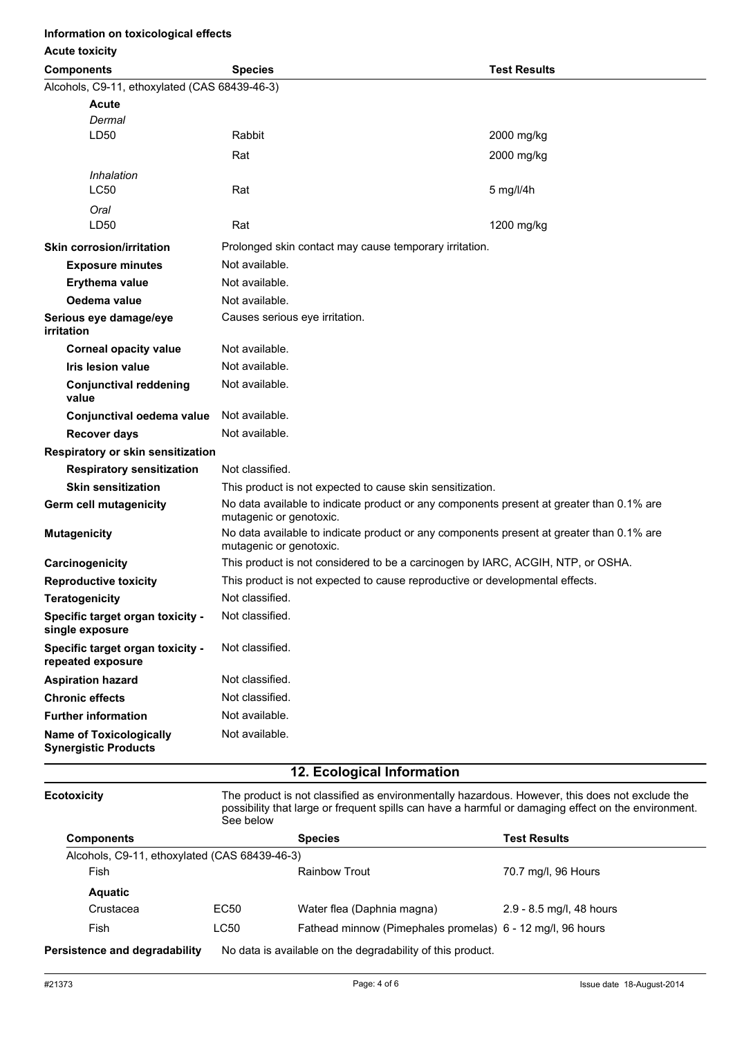**Information on toxicological effects**

**Acute toxicity**

| Components | Species | Test Results |
|---|---|---|
| Alcohols, C9-11, ethoxylated (CAS 68439-46-3) | | |
| **Acute** | | |
| *Dermal* | | |
| LD50 | Rabbit | 2000 mg/kg |
| | Rat | 2000 mg/kg |
| *Inhalation* | | |
| LC50 | Rat | 5 mg/l/4h |
| *Oral* | | |
| LD50 | Rat | 1200 mg/kg |

| | |
|---|---|
| **Skin corrosion/irritation** | Prolonged skin contact may cause temporary irritation. |
| **Exposure minutes** | Not available. |
| **Erythema value** | Not available. |
| **Oedema value** | Not available. |
| **Serious eye damage/eye irritation** | Causes serious eye irritation. |
| **Corneal opacity value** | Not available. |
| **Iris lesion value** | Not available. |
| **Conjunctival reddening value** | Not available. |
| **Conjunctival oedema value** | Not available. |
| **Recover days** | Not available. |
| **Respiratory or skin sensitization** | |
| **Respiratory sensitization** | Not classified. |
| **Skin sensitization** | This product is not expected to cause skin sensitization. |
| **Germ cell mutagenicity** | No data available to indicate product or any components present at greater than 0.1% are mutagenic or genotoxic. |
| **Mutagenicity** | No data available to indicate product or any components present at greater than 0.1% are mutagenic or genotoxic. |
| **Carcinogenicity** | This product is not considered to be a carcinogen by IARC, ACGIH, NTP, or OSHA. |
| **Reproductive toxicity** | This product is not expected to cause reproductive or developmental effects. |
| **Teratogenicity** | Not classified. |
| **Specific target organ toxicity - single exposure** | Not classified. |
| **Specific target organ toxicity - repeated exposure** | Not classified. |
| **Aspiration hazard** | Not classified. |
| **Chronic effects** | Not classified. |
| **Further information** | Not available. |
| **Name of Toxicologically Synergistic Products** | Not available. |

## 12. Ecological Information

**Ecotoxicity** The product is not classified as environmentally hazardous. However, this does not exclude the possibility that large or frequent spills can have a harmful or damaging effect on the environment. See below

| Components | | Species | Test Results |
|---|---|---|---|
| Alcohols, C9-11, ethoxylated (CAS 68439-46-3) | | | |
| Fish | | Rainbow Trout | 70.7 mg/l, 96 Hours |
| **Aquatic** | | | |
| Crustacea | EC50 | Water flea (Daphnia magna) | 2.9 - 8.5 mg/l, 48 hours |
| Fish | LC50 | Fathead minnow (Pimephales promelas) | 6 - 12 mg/l, 96 hours |

**Persistence and degradability** No data is available on the degradability of this product.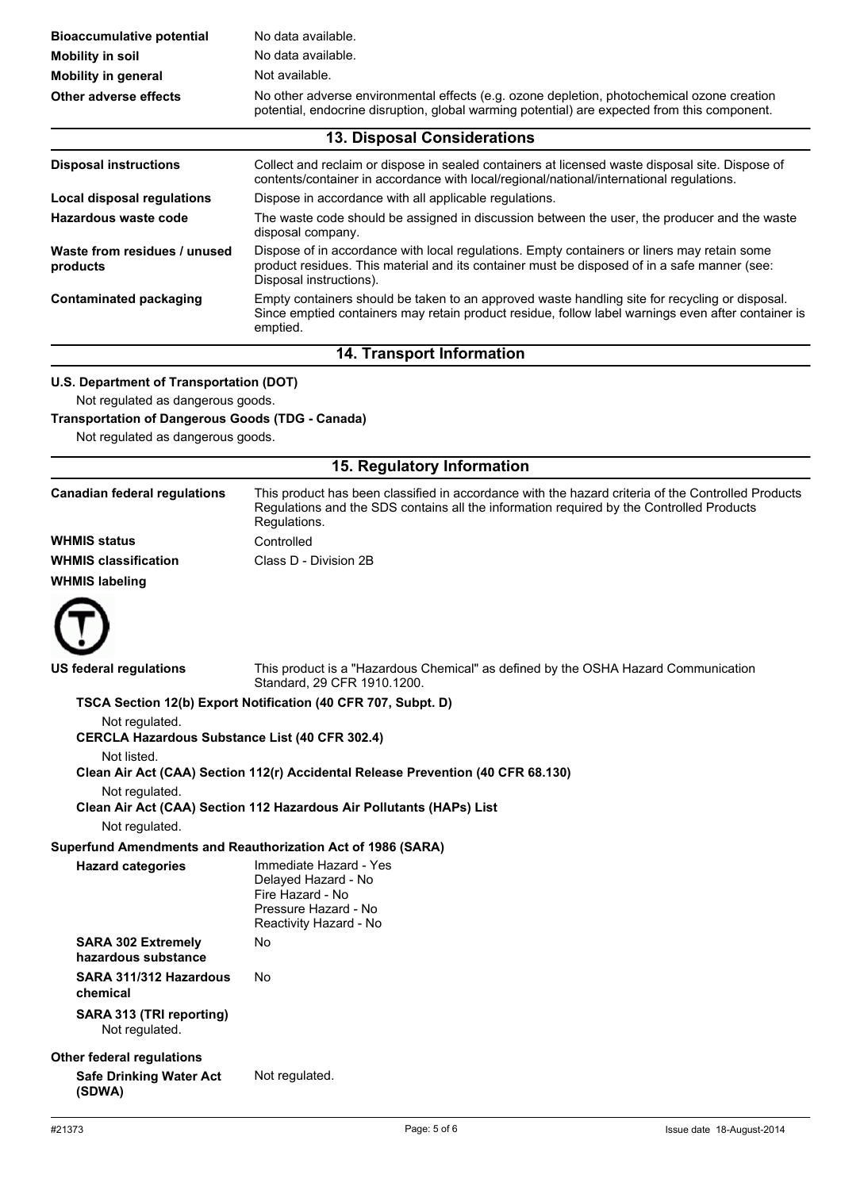| | |
|---|---|
| **Bioaccumulative potential** | No data available. |
| **Mobility in soil** | No data available. |
| **Mobility in general** | Not available. |
| **Other adverse effects** | No other adverse environmental effects (e.g. ozone depletion, photochemical ozone creation potential, endocrine disruption, global warming potential) are expected from this component. |

## 13. Disposal Considerations

| | |
|---|---|
| **Disposal instructions** | Collect and reclaim or dispose in sealed containers at licensed waste disposal site. Dispose of contents/container in accordance with local/regional/national/international regulations. |
| **Local disposal regulations** | Dispose in accordance with all applicable regulations. |
| **Hazardous waste code** | The waste code should be assigned in discussion between the user, the producer and the waste disposal company. |
| **Waste from residues / unused products** | Dispose of in accordance with local regulations. Empty containers or liners may retain some product residues. This material and its container must be disposed of in a safe manner (see: Disposal instructions). |
| **Contaminated packaging** | Empty containers should be taken to an approved waste handling site for recycling or disposal. Since emptied containers may retain product residue, follow label warnings even after container is emptied. |

## 14. Transport Information

**U.S. Department of Transportation (DOT)**

Not regulated as dangerous goods.

**Transportation of Dangerous Goods (TDG - Canada)**

Not regulated as dangerous goods.

## 15. Regulatory Information

| | |
|---|---|
| **Canadian federal regulations** | This product has been classified in accordance with the hazard criteria of the Controlled Products Regulations and the SDS contains all the information required by the Controlled Products Regulations. |
| **WHMIS status** | Controlled |
| **WHMIS classification** | Class D - Division 2B |
| **WHMIS labeling** | |

**US federal regulations** This product is a "Hazardous Chemical" as defined by the OSHA Hazard Communication Standard, 29 CFR 1910.1200.

**TSCA Section 12(b) Export Notification (40 CFR 707, Subpt. D)**

Not regulated.

**CERCLA Hazardous Substance List (40 CFR 302.4)**

Not listed.

**Clean Air Act (CAA) Section 112(r) Accidental Release Prevention (40 CFR 68.130)**

Not regulated.

**Clean Air Act (CAA) Section 112 Hazardous Air Pollutants (HAPs) List**

Not regulated.

**Superfund Amendments and Reauthorization Act of 1986 (SARA)**

**Hazard categories**

- Immediate Hazard - Yes
- Delayed Hazard - No
- Fire Hazard - No
- Pressure Hazard - No
- Reactivity Hazard - No

| | |
|---|---|
| **SARA 302 Extremely hazardous substance** | No |
| **SARA 311/312 Hazardous chemical** | No |

**SARA 313 (TRI reporting)**

Not regulated.

**Other federal regulations**

| | |
|---|---|
| **Safe Drinking Water Act (SDWA)** | Not regulated. |

#21373 Issue date 18-August-2014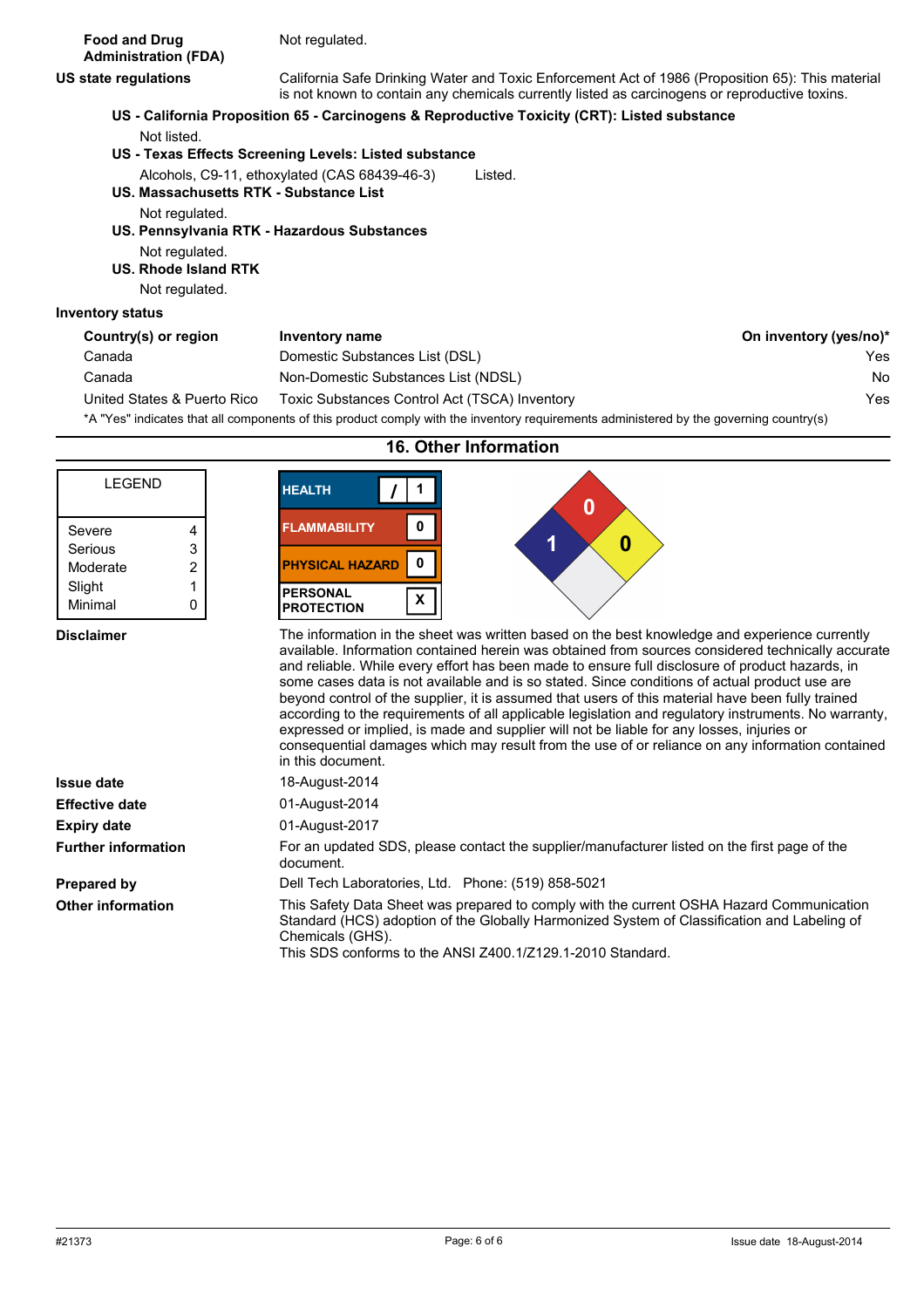**Food and Drug Administration (FDA)** Not regulated.

**US state regulations** California Safe Drinking Water and Toxic Enforcement Act of 1986 (Proposition 65): This material is not known to contain any chemicals currently listed as carcinogens or reproductive toxins.

**US - California Proposition 65 - Carcinogens & Reproductive Toxicity (CRT): Listed substance**

Not listed.

**US - Texas Effects Screening Levels: Listed substance**

Alcohols, C9-11, ethoxylated (CAS 68439-46-3) Listed.

**US. Massachusetts RTK - Substance List**

Not regulated.

**US. Pennsylvania RTK - Hazardous Substances**

Not regulated.

**US. Rhode Island RTK**

Not regulated.

**Inventory status**

| Country(s) or region | Inventory name | On inventory (yes/no)* |
|---|---|---|
| Canada | Domestic Substances List (DSL) | Yes |
| Canada | Non-Domestic Substances List (NDSL) | No |
| United States & Puerto Rico | Toxic Substances Control Act (TSCA) Inventory | Yes |

*A "Yes" indicates that all components of this product comply with the inventory requirements administered by the governing country(s)

## 16. Other Information

| LEGEND | |
|---|---|
| Severe | 4 |
| Serious | 3 |
| Moderate | 2 |
| Slight | 1 |
| Minimal | 0 |

| | |
|---|---|
| HEALTH | / 1 |
| FLAMMABILITY | 0 |
| PHYSICAL HAZARD | 0 |
| PERSONAL PROTECTION | X |

0
1
0

**Disclaimer** The information in the sheet was written based on the best knowledge and experience currently available. Information contained herein was obtained from sources considered technically accurate and reliable. While every effort has been made to ensure full disclosure of product hazards, in some cases data is not available and is so stated. Since conditions of actual product use are beyond control of the supplier, it is assumed that users of this material have been fully trained according to the requirements of all applicable legislation and regulatory instruments. No warranty, expressed or implied, is made and supplier will not be liable for any losses, injuries or consequential damages which may result from the use of or reliance on any information contained in this document.

**Issue date** 18-August-2014

**Effective date** 01-August-2014

**Expiry date** 01-August-2017

**Further information** For an updated SDS, please contact the supplier/manufacturer listed on the first page of the document.

**Prepared by** Dell Tech Laboratories, Ltd. Phone: (519) 858-5021

**Other information** This Safety Data Sheet was prepared to comply with the current OSHA Hazard Communication Standard (HCS) adoption of the Globally Harmonized System of Classification and Labeling of Chemicals (GHS).
This SDS conforms to the ANSI Z400.1/Z129.1-2010 Standard.